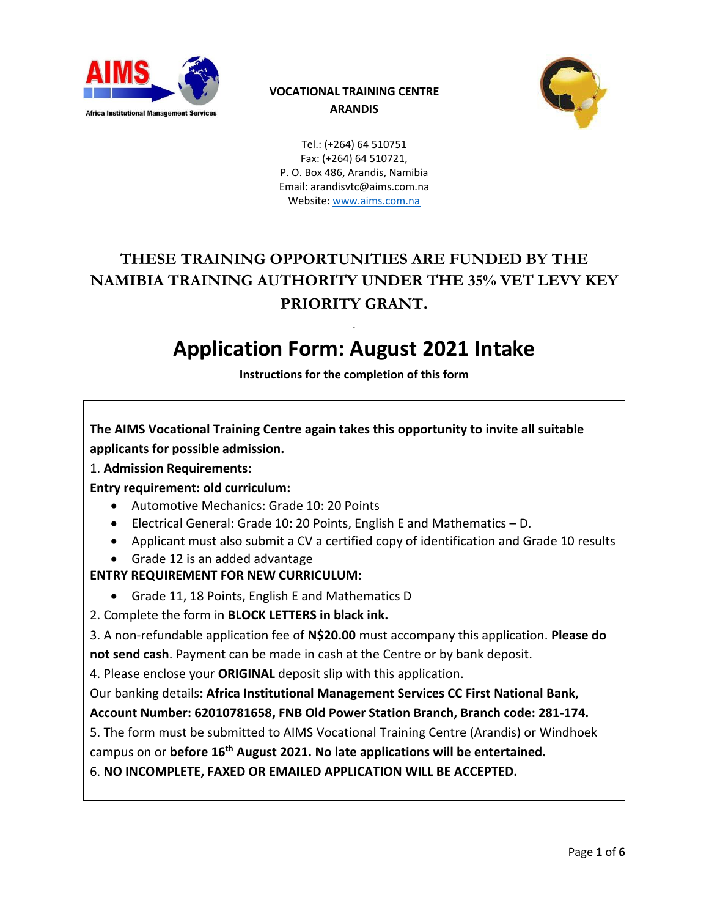AIMS

Africa Institutional Management Services

**VOCATIONAL TRAINING CENTRE**
**ARANDIS**

Tel.: (+264) 64 510751
Fax: (+264) 64 510721,
P. O. Box 486, Arandis, Namibia
Email: arandisvtc@aims.com.na
Website: www.aims.com.na

## THESE TRAINING OPPORTUNITIES ARE FUNDED BY THE NAMIBIA TRAINING AUTHORITY UNDER THE 35% VET LEVY KEY PRIORITY GRANT.

# Application Form: August 2021 Intake

**Instructions for the completion of this form**

**The AIMS Vocational Training Centre again takes this opportunity to invite all suitable applicants for possible admission.**

1. **Admission Requirements:**

**Entry requirement: old curriculum:**

- Automotive Mechanics: Grade 10: 20 Points
- Electrical General: Grade 10: 20 Points, English E and Mathematics – D.
- Applicant must also submit a CV a certified copy of identification and Grade 10 results
- Grade 12 is an added advantage

**ENTRY REQUIREMENT FOR NEW CURRICULUM:**

- Grade 11, 18 Points, English E and Mathematics D

2. Complete the form in **BLOCK LETTERS in black ink.**

3. A non-refundable application fee of **N$20.00** must accompany this application. **Please do not send cash**. Payment can be made in cash at the Centre or by bank deposit.

4. Please enclose your **ORIGINAL** deposit slip with this application.

Our banking details**: Africa Institutional Management Services CC First National Bank, Account Number: 62010781658, FNB Old Power Station Branch, Branch code: 281-174.**

5. The form must be submitted to AIMS Vocational Training Centre (Arandis) or Windhoek campus on or **before 16th August 2021. No late applications will be entertained.**

6. **NO INCOMPLETE, FAXED OR EMAILED APPLICATION WILL BE ACCEPTED.**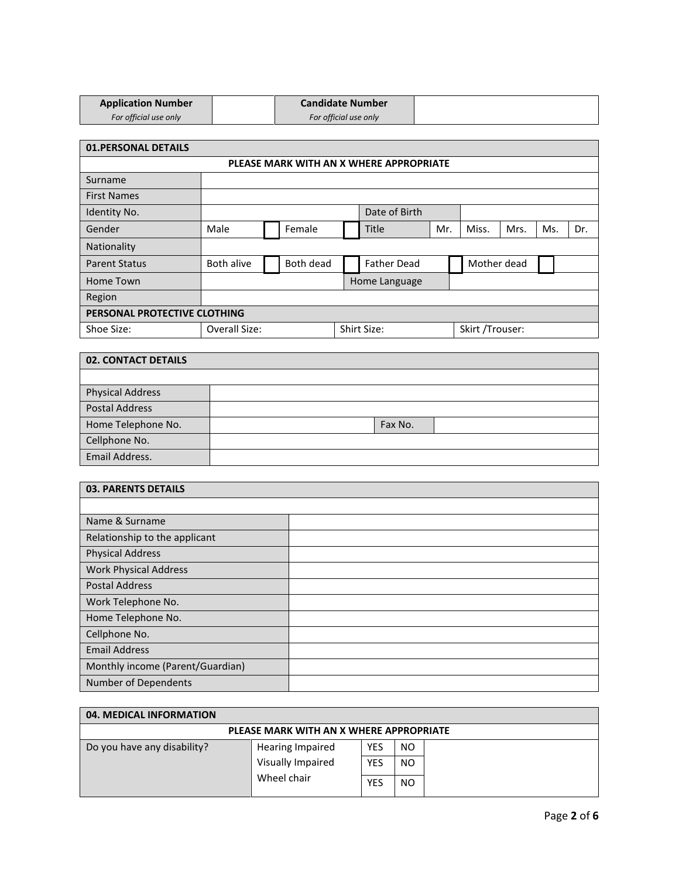| **Application Number** *For official use only* | | **Candidate Number** *For official use only* | |
|---|---|---|---|

| **01.PERSONAL DETAILS** | | | | | | | | | | | |
|---|---|---|---|---|---|---|---|---|---|---|---|
| **PLEASE MARK WITH AN X WHERE APPROPRIATE** | | | | | | | | | | | |
| Surname | | | | | | | | | | | |
| First Names | | | | | | | | | | | |
| Identity No. | | | | | Date of Birth | | | | | | |
| Gender | Male | | Female | | Title | Mr. | Miss. | Mrs. | Ms. | Dr. | |
| Nationality | | | | | | | | | | | |
| Parent Status | Both alive | | Both dead | | Father Dead | | Mother dead | | | | |
| Home Town | | | | Home Language | | | | | | | |
| Region | | | | | | | | | | | |
| **PERSONAL PROTECTIVE CLOTHING** | | | | | | | | | | | |
| Shoe Size: | Overall Size: | | | Shirt Size: | | | Skirt /Trouser: | | | | |

| **02. CONTACT DETAILS** | | | |
|---|---|---|---|
| | | | |
| Physical Address | | | |
| Postal Address | | | |
| Home Telephone No. | | Fax No. | |
| Cellphone No. | | | |
| Email Address. | | | |

| **03. PARENTS DETAILS** | |
|---|---|
| | |
| Name & Surname | |
| Relationship to the applicant | |
| Physical Address | |
| Work Physical Address | |
| Postal Address | |
| Work Telephone No. | |
| Home Telephone No. | |
| Cellphone No. | |
| Email Address | |
| Monthly income (Parent/Guardian) | |
| Number of Dependents | |

| **04. MEDICAL INFORMATION** | | | | |
|---|---|---|---|---|
| **PLEASE MARK WITH AN X WHERE APPROPRIATE** | | | | |
| Do you have any disability? | Hearing Impaired | YES | NO | |
| | Visually Impaired | YES | NO | |
| | Wheel chair | YES | NO | |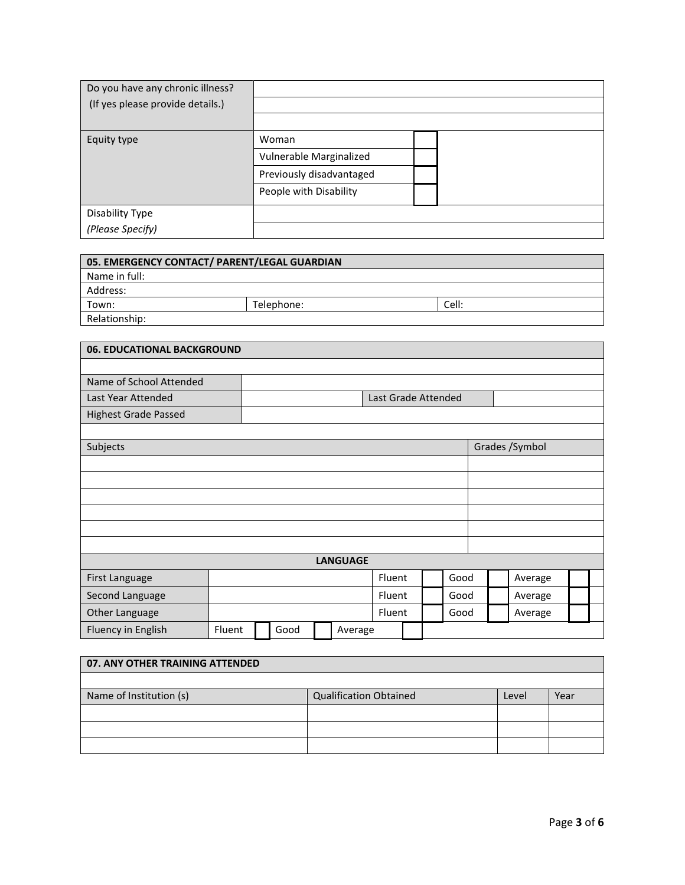| Do you have any chronic illness? (If yes please provide details.) | | |
|---|---|---|
| | | |
| | | |
| Equity type | Woman | |
| | Vulnerable Marginalized | |
| | Previously disadvantaged | |
| | People with Disability | |
| Disability Type *(Please Specify)* | | |
| | | |

| 05. EMERGENCY CONTACT/ PARENT/LEGAL GUARDIAN | | |
|---|---|---|
| Name in full: | | |
| Address: | | |
| Town: | Telephone: | Cell: |
| Relationship: | | |

| 06. EDUCATIONAL BACKGROUND | | | |
|---|---|---|---|
| | | | |
| Name of School Attended | | | |
| Last Year Attended | | Last Grade Attended | |
| Highest Grade Passed | | | |

| Subjects | Grades /Symbol |
|---|---|
| | |
| | |
| | |
| | |
| | |
| | |

| LANGUAGE | | | | | | | | |
|---|---|---|---|---|---|---|---|---|
| First Language | | Fluent | | Good | | Average | | |
| Second Language | | Fluent | | Good | | Average | | |
| Other Language | | Fluent | | Good | | Average | | |
| Fluency in English | Fluent | | Good | | Average | | | |

| 07. ANY OTHER TRAINING ATTENDED | | | |
|---|---|---|---|
| | | | |
| Name of Institution (s) | Qualification Obtained | Level | Year |
| | | | |
| | | | |
| | | | |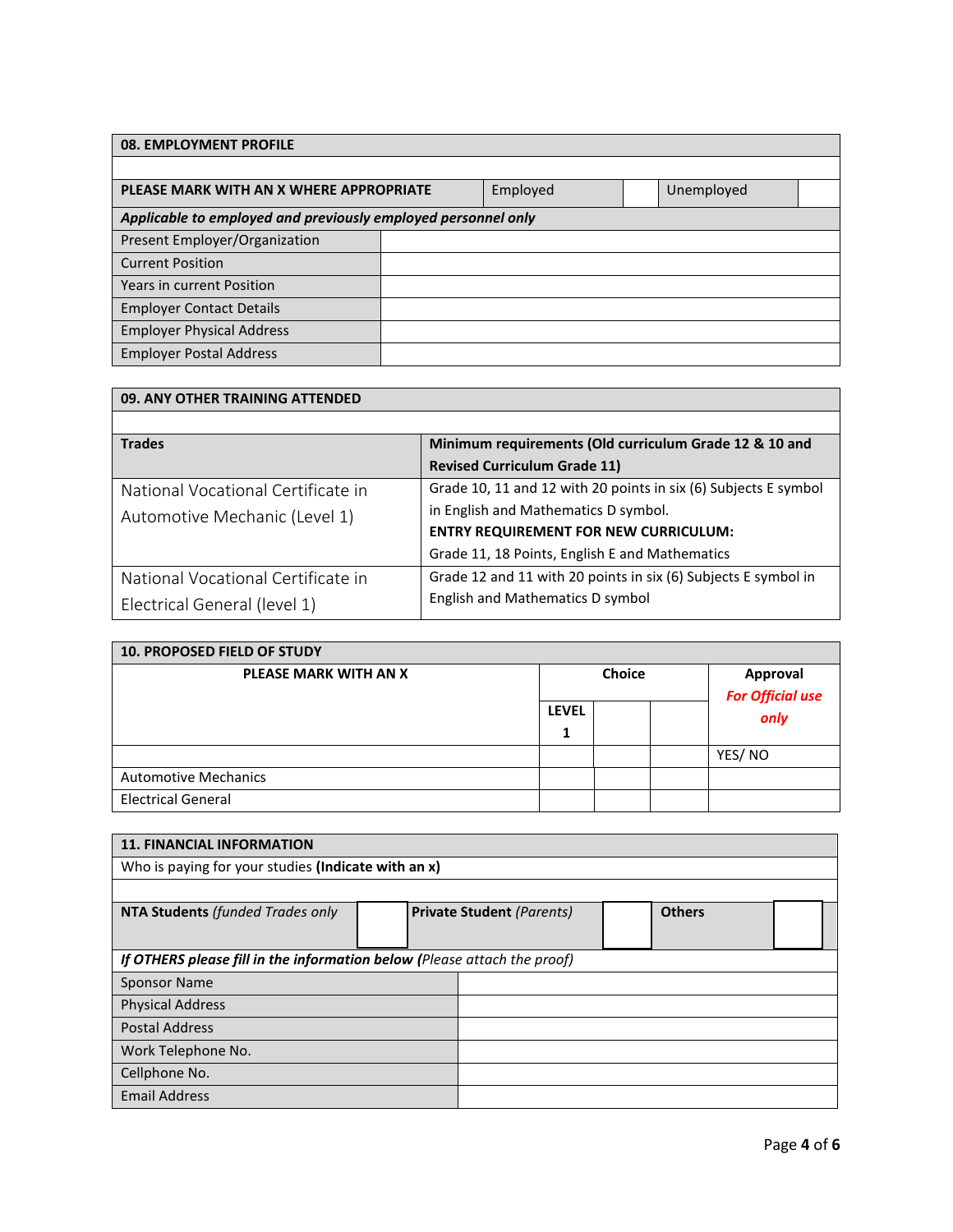## 08. EMPLOYMENT PROFILE

| PLEASE MARK WITH AN X WHERE APPROPRIATE | Employed | | Unemployed | |
|---|---|---|---|---|

***Applicable to employed and previously employed personnel only***

| | |
|---|---|
| Present Employer/Organization | |
| Current Position | |
| Years in current Position | |
| Employer Contact Details | |
| Employer Physical Address | |
| Employer Postal Address | |

## 09. ANY OTHER TRAINING ATTENDED

| **Trades** | **Minimum requirements (Old curriculum Grade 12 & 10 and Revised Curriculum Grade 11)** |
|---|---|
| National Vocational Certificate in Automotive Mechanic (Level 1) | Grade 10, 11 and 12 with 20 points in six (6) Subjects E symbol in English and Mathematics D symbol. **ENTRY REQUIREMENT FOR NEW CURRICULUM:** Grade 11, 18 Points, English E and Mathematics |
| National Vocational Certificate in Electrical General (level 1) | Grade 12 and 11 with 20 points in six (6) Subjects E symbol in English and Mathematics D symbol |

## 10. PROPOSED FIELD OF STUDY

| **PLEASE MARK WITH AN X** | **Choice** | | | **Approval** ***For Official use only*** |
|---|---|---|---|---|
| | **LEVEL 1** | | | |
| | | | | YES/ NO |
| Automotive Mechanics | | | | |
| Electrical General | | | | |

## 11. FINANCIAL INFORMATION

Who is paying for your studies **(Indicate with an x)**

| **NTA Students** *(funded Trades only* | | **Private Student** *(Parents)* | | **Others** | |
|---|---|---|---|---|---|

***If OTHERS please fill in the information below*** **(***Please attach the proof)*

| | |
|---|---|
| Sponsor Name | |
| Physical Address | |
| Postal Address | |
| Work Telephone No. | |
| Cellphone No. | |
| Email Address | |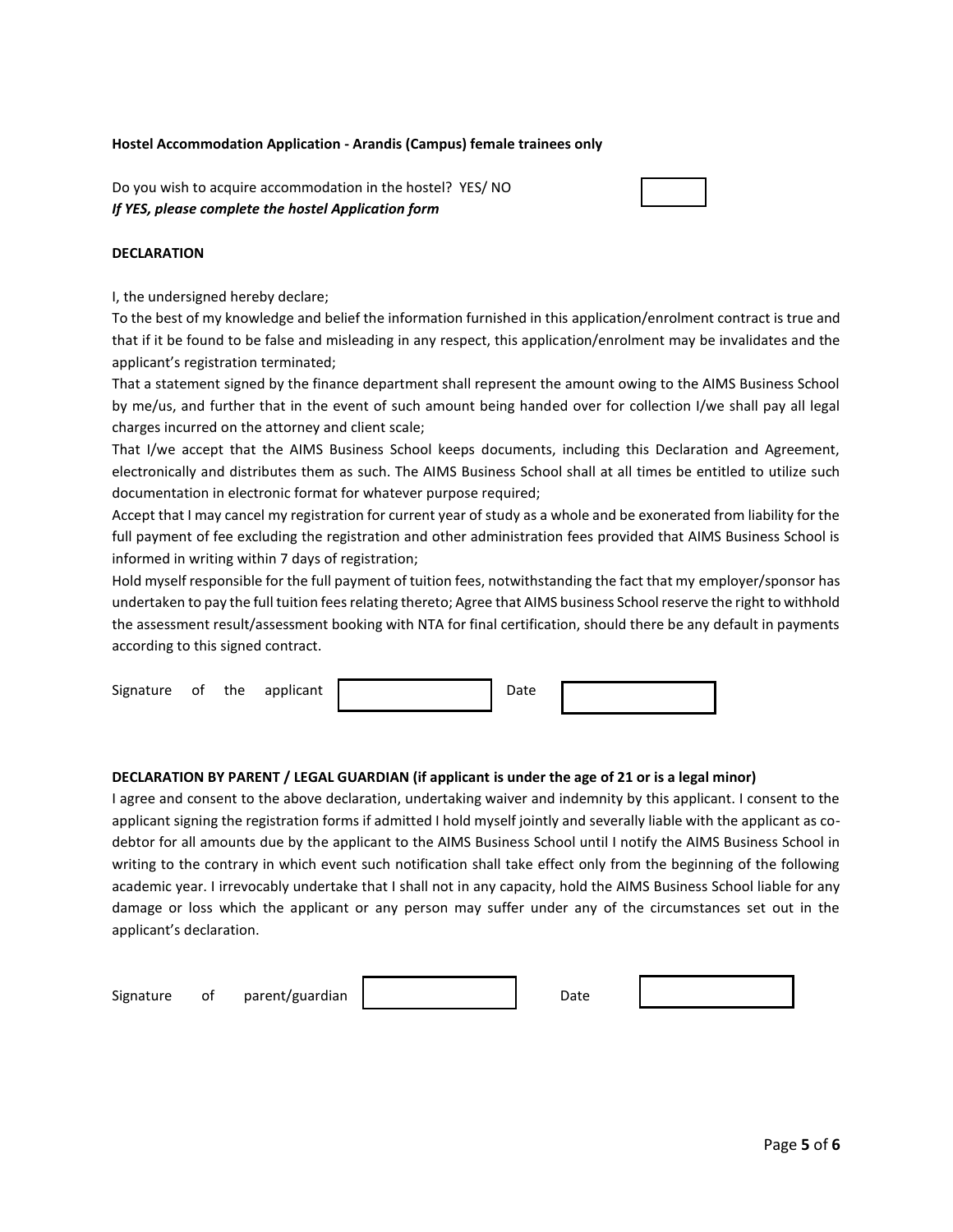**Hostel Accommodation Application - Arandis (Campus) female trainees only**

Do you wish to acquire accommodation in the hostel? YES/ NO

***If YES, please complete the hostel Application form***

**DECLARATION**

I, the undersigned hereby declare;

To the best of my knowledge and belief the information furnished in this application/enrolment contract is true and that if it be found to be false and misleading in any respect, this application/enrolment may be invalidates and the applicant's registration terminated;

That a statement signed by the finance department shall represent the amount owing to the AIMS Business School by me/us, and further that in the event of such amount being handed over for collection I/we shall pay all legal charges incurred on the attorney and client scale;

That I/we accept that the AIMS Business School keeps documents, including this Declaration and Agreement, electronically and distributes them as such. The AIMS Business School shall at all times be entitled to utilize such documentation in electronic format for whatever purpose required;

Accept that I may cancel my registration for current year of study as a whole and be exonerated from liability for the full payment of fee excluding the registration and other administration fees provided that AIMS Business School is informed in writing within 7 days of registration;

Hold myself responsible for the full payment of tuition fees, notwithstanding the fact that my employer/sponsor has undertaken to pay the full tuition fees relating thereto; Agree that AIMS business School reserve the right to withhold the assessment result/assessment booking with NTA for final certification, should there be any default in payments according to this signed contract.

Signature of the applicant ____________ Date ____________

**DECLARATION BY PARENT / LEGAL GUARDIAN (if applicant is under the age of 21 or is a legal minor)**

I agree and consent to the above declaration, undertaking waiver and indemnity by this applicant. I consent to the applicant signing the registration forms if admitted I hold myself jointly and severally liable with the applicant as co-debtor for all amounts due by the applicant to the AIMS Business School until I notify the AIMS Business School in writing to the contrary in which event such notification shall take effect only from the beginning of the following academic year. I irrevocably undertake that I shall not in any capacity, hold the AIMS Business School liable for any damage or loss which the applicant or any person may suffer under any of the circumstances set out in the applicant's declaration.

Signature of parent/guardian ____________ Date ____________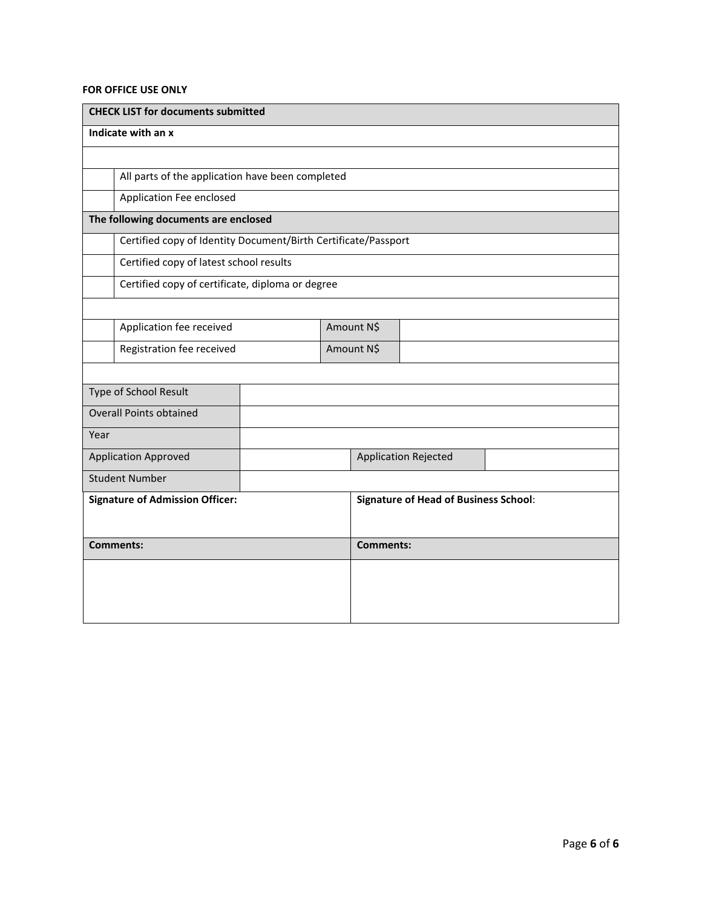**FOR OFFICE USE ONLY**

| | | | |
|---|---|---|---|
| **CHECK LIST for documents submitted** | | | |
| **Indicate with an x** | | | |
| | | | |
| | All parts of the application have been completed | | |
| | Application Fee enclosed | | |
| **The following documents are enclosed** | | | |
| | Certified copy of Identity Document/Birth Certificate/Passport | | |
| | Certified copy of latest school results | | |
| | Certified copy of certificate, diploma or degree | | |
| | | | |
| | Application fee received | Amount N$ | |
| | Registration fee received | Amount N$ | |

| | | | |
|---|---|---|---|
| Type of School Result | | | |
| Overall Points obtained | | | |
| Year | | | |
| Application Approved | | Application Rejected | |
| Student Number | | | |

| | |
|---|---|
| **Signature of Admission Officer:** | **Signature of Head of Business School**: |
| **Comments:** | **Comments:** |
| | |